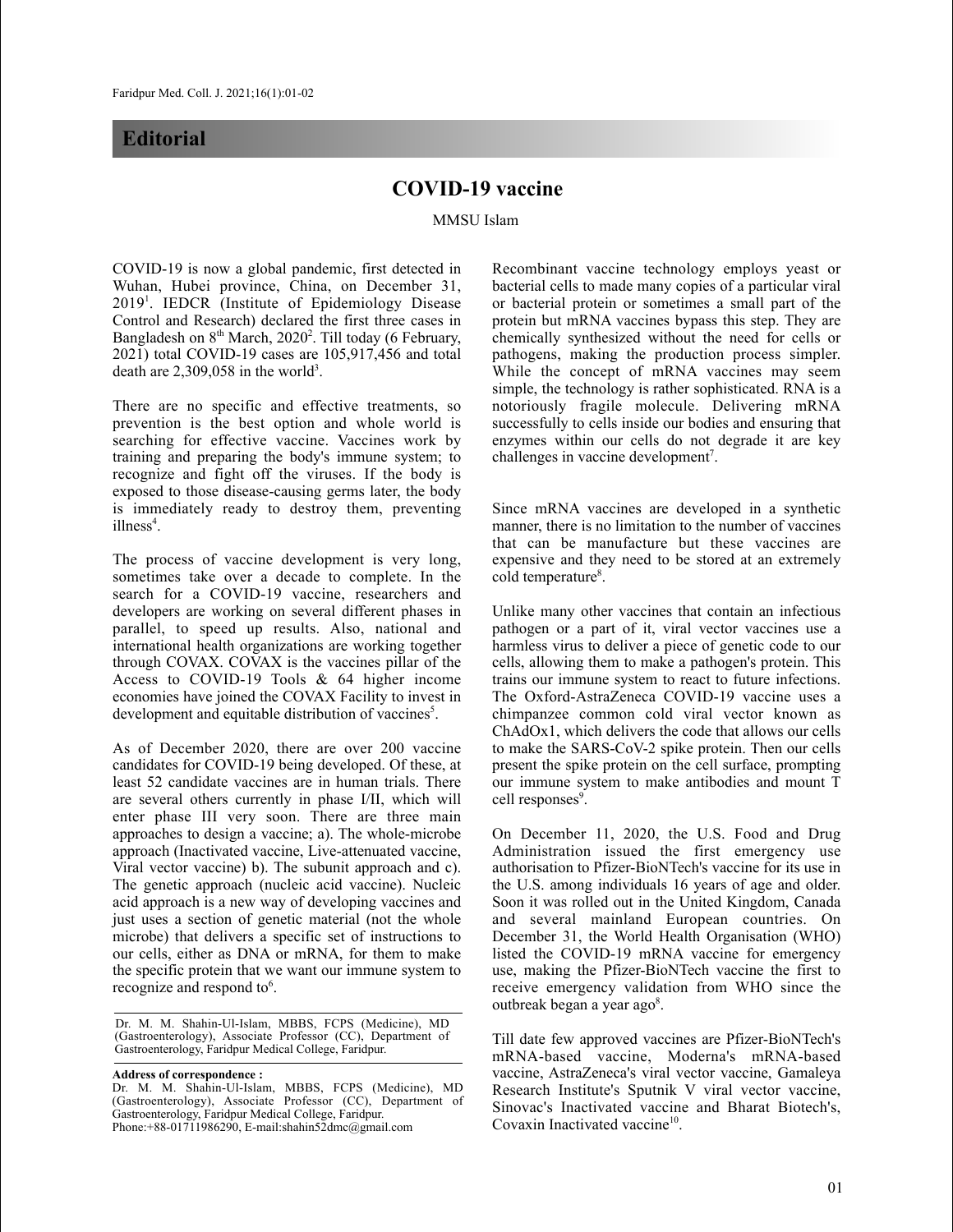# Editorial

## COVID-19 vaccine

MMSU Islam

COVID-19 is now a global pandemic, first detected in Wuhan, Hubei province, China, on December 31, 2019[1]. IEDCR (Institute of Epidemiology Disease Control and Research) declared the first three cases in Bangladesh on 8th March, 2020[2]. Till today (6 February, 2021) total COVID-19 cases are 105,917,456 and total death are 2,309,058 in the world[3].

There are no specific and effective treatments, so prevention is the best option and whole world is searching for effective vaccine. Vaccines work by training and preparing the body's immune system; to recognize and fight off the viruses. If the body is exposed to those disease-causing germs later, the body is immediately ready to destroy them, preventing illness[4].

The process of vaccine development is very long, sometimes take over a decade to complete. In the search for a COVID-19 vaccine, researchers and developers are working on several different phases in parallel, to speed up results. Also, national and international health organizations are working together through COVAX. COVAX is the vaccines pillar of the Access to COVID-19 Tools & 64 higher income economies have joined the COVAX Facility to invest in development and equitable distribution of vaccines[5].

As of December 2020, there are over 200 vaccine candidates for COVID-19 being developed. Of these, at least 52 candidate vaccines are in human trials. There are several others currently in phase I/II, which will enter phase III very soon. There are three main approaches to design a vaccine; a). The whole-microbe approach (Inactivated vaccine, Live-attenuated vaccine, Viral vector vaccine) b). The subunit approach and c). The genetic approach (nucleic acid vaccine). Nucleic acid approach is a new way of developing vaccines and just uses a section of genetic material (not the whole microbe) that delivers a specific set of instructions to our cells, either as DNA or mRNA, for them to make the specific protein that we want our immune system to recognize and respond to[6].

Dr. M. M. Shahin-Ul-Islam, MBBS, FCPS (Medicine), MD (Gastroenterology), Associate Professor (CC), Department of Gastroenterology, Faridpur Medical College, Faridpur.

**Address of correspondence :**
Dr. M. M. Shahin-Ul-Islam, MBBS, FCPS (Medicine), MD (Gastroenterology), Associate Professor (CC), Department of Gastroenterology, Faridpur Medical College, Faridpur.
Phone:+88-01711986290, E-mail:shahin52dmc@gmail.com

Recombinant vaccine technology employs yeast or bacterial cells to made many copies of a particular viral or bacterial protein or sometimes a small part of the protein but mRNA vaccines bypass this step. They are chemically synthesized without the need for cells or pathogens, making the production process simpler. While the concept of mRNA vaccines may seem simple, the technology is rather sophisticated. RNA is a notoriously fragile molecule. Delivering mRNA successfully to cells inside our bodies and ensuring that enzymes within our cells do not degrade it are key challenges in vaccine development[7].

Since mRNA vaccines are developed in a synthetic manner, there is no limitation to the number of vaccines that can be manufacture but these vaccines are expensive and they need to be stored at an extremely cold temperature[8].

Unlike many other vaccines that contain an infectious pathogen or a part of it, viral vector vaccines use a harmless virus to deliver a piece of genetic code to our cells, allowing them to make a pathogen's protein. This trains our immune system to react to future infections. The Oxford-AstraZeneca COVID-19 vaccine uses a chimpanzee common cold viral vector known as ChAdOx1, which delivers the code that allows our cells to make the SARS-CoV-2 spike protein. Then our cells present the spike protein on the cell surface, prompting our immune system to make antibodies and mount T cell responses[9].

On December 11, 2020, the U.S. Food and Drug Administration issued the first emergency use authorisation to Pfizer-BioNTech's vaccine for its use in the U.S. among individuals 16 years of age and older. Soon it was rolled out in the United Kingdom, Canada and several mainland European countries. On December 31, the World Health Organisation (WHO) listed the COVID-19 mRNA vaccine for emergency use, making the Pfizer-BioNTech vaccine the first to receive emergency validation from WHO since the outbreak began a year ago[8].

Till date few approved vaccines are Pfizer-BioNTech's mRNA-based vaccine, Moderna's mRNA-based vaccine, AstraZeneca's viral vector vaccine, Gamaleya Research Institute's Sputnik V viral vector vaccine, Sinovac's Inactivated vaccine and Bharat Biotech's, Covaxin Inactivated vaccine[10].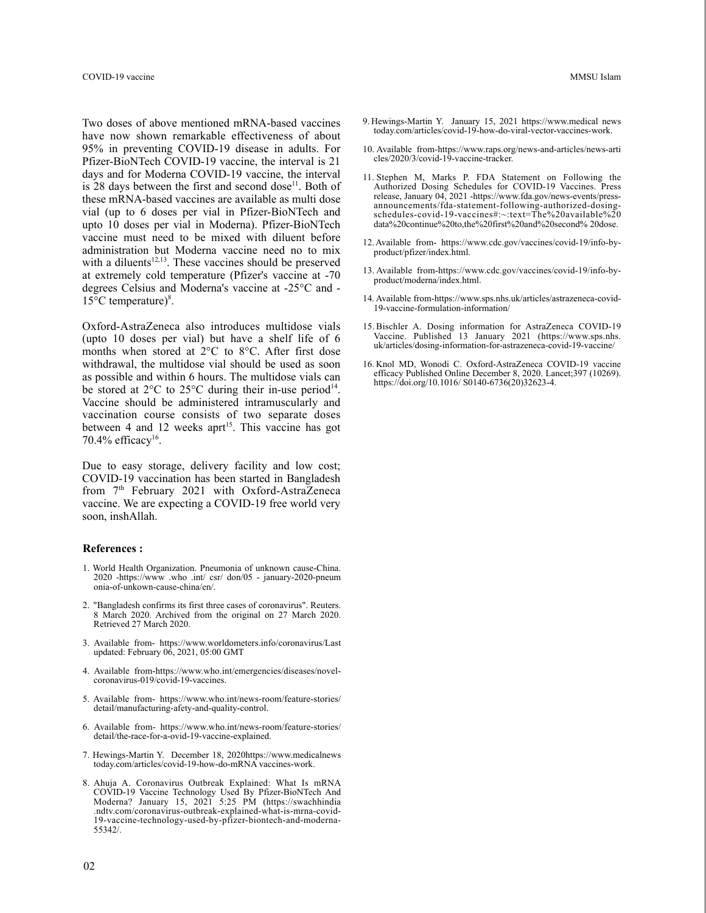Two doses of above mentioned mRNA-based vaccines have now shown remarkable effectiveness of about 95% in preventing COVID-19 disease in adults. For Pfizer-BioNTech COVID-19 vaccine, the interval is 21 days and for Moderna COVID-19 vaccine, the interval is 28 days between the first and second dose[11]. Both of these mRNA-based vaccines are available as multi dose vial (up to 6 doses per vial in Pfizer-BioNTech and upto 10 doses per vial in Moderna). Pfizer-BioNTech vaccine must need to be mixed with diluent before administration but Moderna vaccine need no to mix with a diluents[12,13]. These vaccines should be preserved at extremely cold temperature (Pfizer's vaccine at -70 degrees Celsius and Moderna's vaccine at -25°C and -15°C temperature)[8].

Oxford-AstraZeneca also introduces multidose vials (upto 10 doses per vial) but have a shelf life of 6 months when stored at 2°C to 8°C. After first dose withdrawal, the multidose vial should be used as soon as possible and within 6 hours. The multidose vials can be stored at 2°C to 25°C during their in-use period[14]. Vaccine should be administered intramuscularly and vaccination course consists of two separate doses between 4 and 12 weeks aprt[15]. This vaccine has got 70.4% efficacy[16].

Due to easy storage, delivery facility and low cost; COVID-19 vaccination has been started in Bangladesh from 7th February 2021 with Oxford-AstraZeneca vaccine. We are expecting a COVID-19 free world very soon, inshAllah.

### References :

1. World Health Organization. Pneumonia of unknown cause-China. 2020 -https://www .who .int/ csr/ don/05 - january-2020-pneum onia-of-unkown-cause-china/en/.
2. "Bangladesh confirms its first three cases of coronavirus". Reuters. 8 March 2020. Archived from the original on 27 March 2020. Retrieved 27 March 2020.
3. Available from- https://www.worldometers.info/coronavirus/Last updated: February 06, 2021, 05:00 GMT
4. Available from-https://www.who.int/emergencies/diseases/novel-coronavirus-019/covid-19-vaccines.
5. Available from- https://www.who.int/news-room/feature-stories/ detail/manufacturing-afety-and-quality-control.
6. Available from- https://www.who.int/news-room/feature-stories/ detail/the-race-for-a-ovid-19-vaccine-explained.
7. Hewings-Martin Y. December 18, 2020https://www.medicalnews today.com/articles/covid-19-how-do-mRNA vaccines-work.
8. Ahuja A. Coronavirus Outbreak Explained: What Is mRNA COVID-19 Vaccine Technology Used By Pfizer-BioNTech And Moderna? January 15, 2021 5:25 PM (https://swachhindia .ndtv.com/coronavirus-outbreak-explained-what-is-mrna-covid-19-vaccine-technology-used-by-pfizer-biontech-and-moderna-55342/.
9. Hewings-Martin Y. January 15, 2021 https://www.medical news today.com/articles/covid-19-how-do-viral-vector-vaccines-work.
10. Available from-https://www.raps.org/news-and-articles/news-arti cles/2020/3/covid-19-vaccine-tracker.
11. Stephen M, Marks P. FDA Statement on Following the Authorized Dosing Schedules for COVID-19 Vaccines. Press release, January 04, 2021 -https://www.fda.gov/news-events/press-announcements/fda-statement-following-authorized-dosing-schedules-covid-19-vaccines#:~:text=The%20available%20 data%20continue%20to,the%20first%20and%20second% 20dose.
12. Available from- https://www.cdc.gov/vaccines/covid-19/info-by-product/pfizer/index.html.
13. Available from-https://www.cdc.gov/vaccines/covid-19/info-by-product/moderna/index.html.
14. Available from-https://www.sps.nhs.uk/articles/astrazeneca-covid-19-vaccine-formulation-information/
15. Bischler A. Dosing information for AstraZeneca COVID-19 Vaccine. Published 13 January 2021 (https://www.sps.nhs. uk/articles/dosing-information-for-astrazeneca-covid-19-vaccine/
16. Knol MD, Wonodi C. Oxford-AstraZeneca COVID-19 vaccine efficacy Published Online December 8, 2020. Lancet;397 (10269). https://doi.org/10.1016/ S0140-6736(20)32623-4.